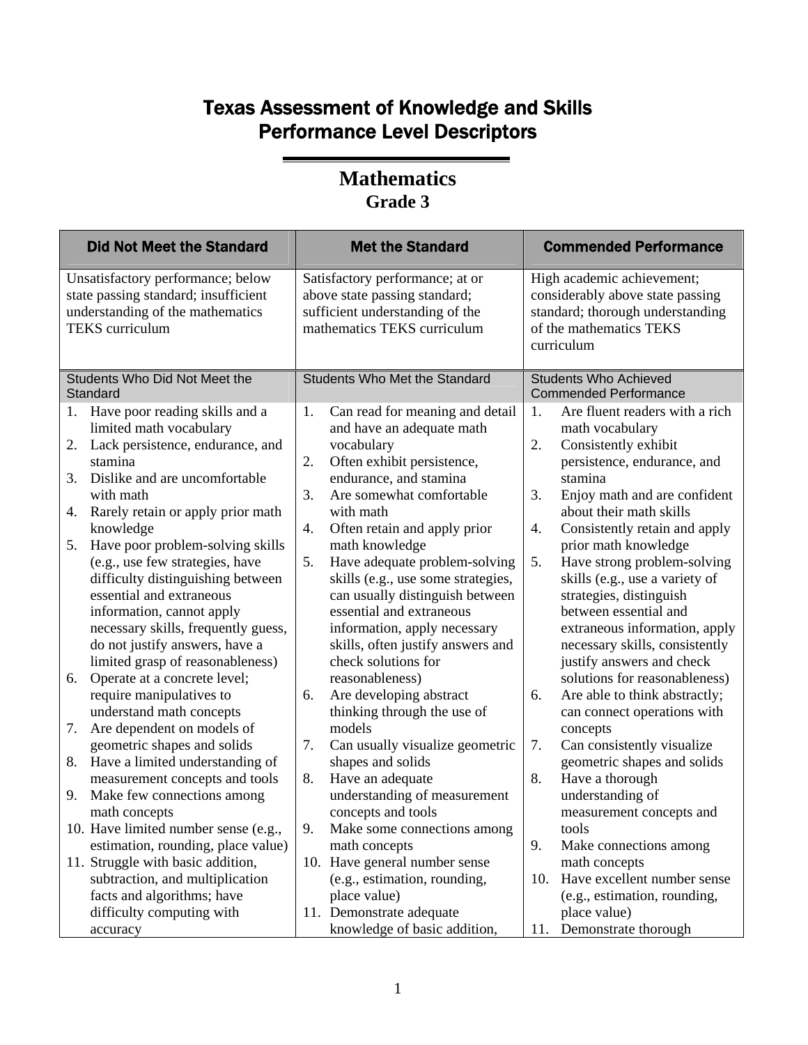# Texas Assessment of Knowledge and Skills Performance Level Descriptors

## Mathematics
### Grade 3

| Did Not Meet the Standard | Met the Standard | Commended Performance |
|---|---|---|
| Unsatisfactory performance; below state passing standard; insufficient understanding of the mathematics TEKS curriculum | Satisfactory performance; at or above state passing standard; sufficient understanding of the mathematics TEKS curriculum | High academic achievement; considerably above state passing standard; thorough understanding of the mathematics TEKS curriculum |
| Students Who Did Not Meet the Standard | Students Who Met the Standard | Students Who Achieved Commended Performance |
| 1. Have poor reading skills and a limited math vocabulary<br>2. Lack persistence, endurance, and stamina<br>3. Dislike and are uncomfortable with math<br>4. Rarely retain or apply prior math knowledge<br>5. Have poor problem-solving skills (e.g., use few strategies, have difficulty distinguishing between essential and extraneous information, cannot apply necessary skills, frequently guess, do not justify answers, have a limited grasp of reasonableness)<br>6. Operate at a concrete level; require manipulatives to understand math concepts<br>7. Are dependent on models of geometric shapes and solids<br>8. Have a limited understanding of measurement concepts and tools<br>9. Make few connections among math concepts<br>10. Have limited number sense (e.g., estimation, rounding, place value)<br>11. Struggle with basic addition, subtraction, and multiplication facts and algorithms; have difficulty computing with accuracy | 1. Can read for meaning and detail and have an adequate math vocabulary<br>2. Often exhibit persistence, endurance, and stamina<br>3. Are somewhat comfortable with math<br>4. Often retain and apply prior math knowledge<br>5. Have adequate problem-solving skills (e.g., use some strategies, can usually distinguish between essential and extraneous information, apply necessary skills, often justify answers and check solutions for reasonableness)<br>6. Are developing abstract thinking through the use of models<br>7. Can usually visualize geometric shapes and solids<br>8. Have an adequate understanding of measurement concepts and tools<br>9. Make some connections among math concepts<br>10. Have general number sense (e.g., estimation, rounding, place value)<br>11. Demonstrate adequate knowledge of basic addition, | 1. Are fluent readers with a rich math vocabulary<br>2. Consistently exhibit persistence, endurance, and stamina<br>3. Enjoy math and are confident about their math skills<br>4. Consistently retain and apply prior math knowledge<br>5. Have strong problem-solving skills (e.g., use a variety of strategies, distinguish between essential and extraneous information, apply necessary skills, consistently justify answers and check solutions for reasonableness)<br>6. Are able to think abstractly; can connect operations with concepts<br>7. Can consistently visualize geometric shapes and solids<br>8. Have a thorough understanding of measurement concepts and tools<br>9. Make connections among math concepts<br>10. Have excellent number sense (e.g., estimation, rounding, place value)<br>11. Demonstrate thorough |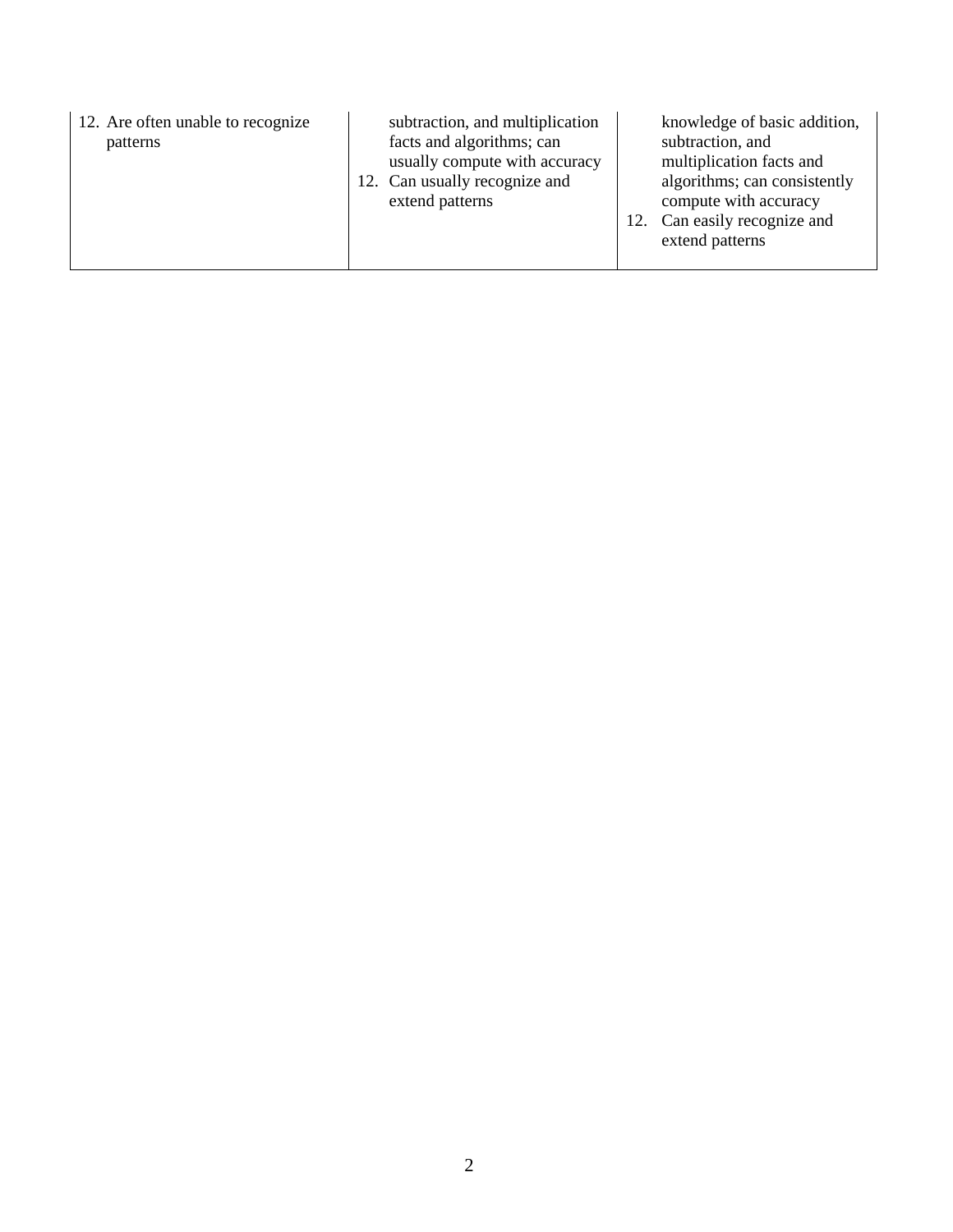| | | |
|---|---|---|
| 12. Are often unable to recognize patterns | subtraction, and multiplication facts and algorithms; can usually compute with accuracy<br>12. Can usually recognize and extend patterns | knowledge of basic addition, subtraction, and multiplication facts and algorithms; can consistently compute with accuracy<br>12. Can easily recognize and extend patterns |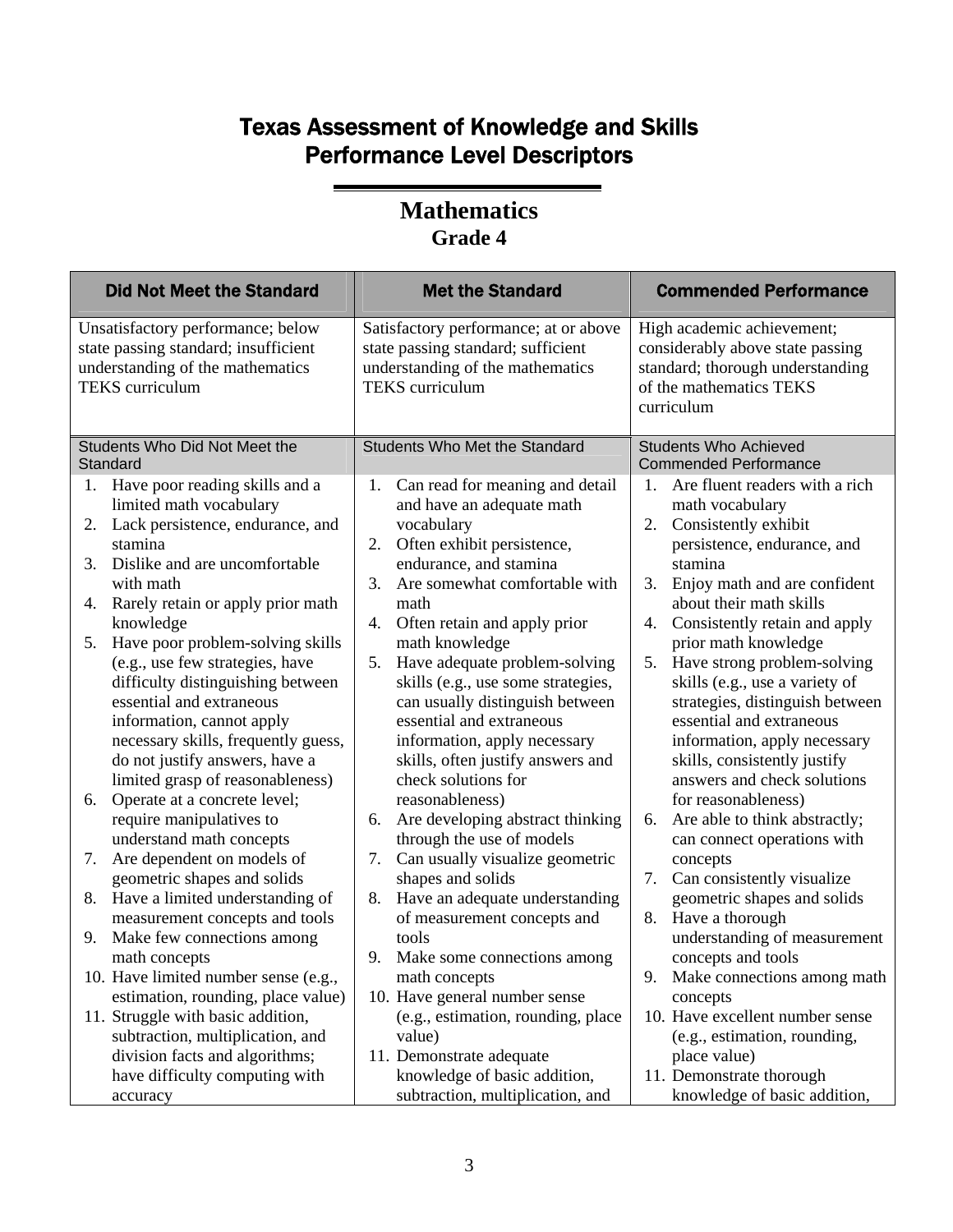# Texas Assessment of Knowledge and Skills
# Performance Level Descriptors

## Mathematics
### Grade 4

| Did Not Meet the Standard | Met the Standard | Commended Performance |
|---|---|---|
| Unsatisfactory performance; below state passing standard; insufficient understanding of the mathematics TEKS curriculum | Satisfactory performance; at or above state passing standard; sufficient understanding of the mathematics TEKS curriculum | High academic achievement; considerably above state passing standard; thorough understanding of the mathematics TEKS curriculum |
| Students Who Did Not Meet the Standard | Students Who Met the Standard | Students Who Achieved Commended Performance |
| 1. Have poor reading skills and a limited math vocabulary<br>2. Lack persistence, endurance, and stamina<br>3. Dislike and are uncomfortable with math<br>4. Rarely retain or apply prior math knowledge<br>5. Have poor problem-solving skills (e.g., use few strategies, have difficulty distinguishing between essential and extraneous information, cannot apply necessary skills, frequently guess, do not justify answers, have a limited grasp of reasonableness)<br>6. Operate at a concrete level; require manipulatives to understand math concepts<br>7. Are dependent on models of geometric shapes and solids<br>8. Have a limited understanding of measurement concepts and tools<br>9. Make few connections among math concepts<br>10. Have limited number sense (e.g., estimation, rounding, place value)<br>11. Struggle with basic addition, subtraction, multiplication, and division facts and algorithms; have difficulty computing with accuracy | 1. Can read for meaning and detail and have an adequate math vocabulary<br>2. Often exhibit persistence, endurance, and stamina<br>3. Are somewhat comfortable with math<br>4. Often retain and apply prior math knowledge<br>5. Have adequate problem-solving skills (e.g., use some strategies, can usually distinguish between essential and extraneous information, apply necessary skills, often justify answers and check solutions for reasonableness)<br>6. Are developing abstract thinking through the use of models<br>7. Can usually visualize geometric shapes and solids<br>8. Have an adequate understanding of measurement concepts and tools<br>9. Make some connections among math concepts<br>10. Have general number sense (e.g., estimation, rounding, place value)<br>11. Demonstrate adequate knowledge of basic addition, subtraction, multiplication, and | 1. Are fluent readers with a rich math vocabulary<br>2. Consistently exhibit persistence, endurance, and stamina<br>3. Enjoy math and are confident about their math skills<br>4. Consistently retain and apply prior math knowledge<br>5. Have strong problem-solving skills (e.g., use a variety of strategies, distinguish between essential and extraneous information, apply necessary skills, consistently justify answers and check solutions for reasonableness)<br>6. Are able to think abstractly; can connect operations with concepts<br>7. Can consistently visualize geometric shapes and solids<br>8. Have a thorough understanding of measurement concepts and tools<br>9. Make connections among math concepts<br>10. Have excellent number sense (e.g., estimation, rounding, place value)<br>11. Demonstrate thorough knowledge of basic addition, |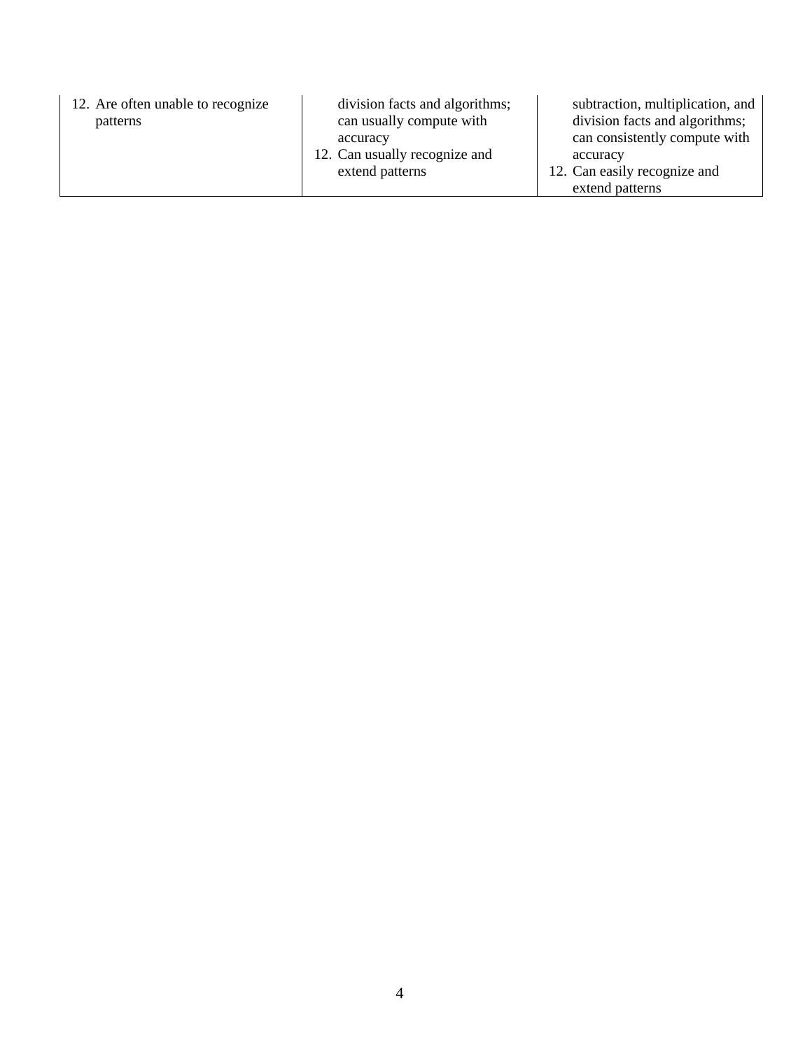| | | |
|---|---|---|
| 12. Are often unable to recognize patterns | division facts and algorithms; can usually compute with accuracy<br>12. Can usually recognize and extend patterns | subtraction, multiplication, and division facts and algorithms; can consistently compute with accuracy<br>12. Can easily recognize and extend patterns |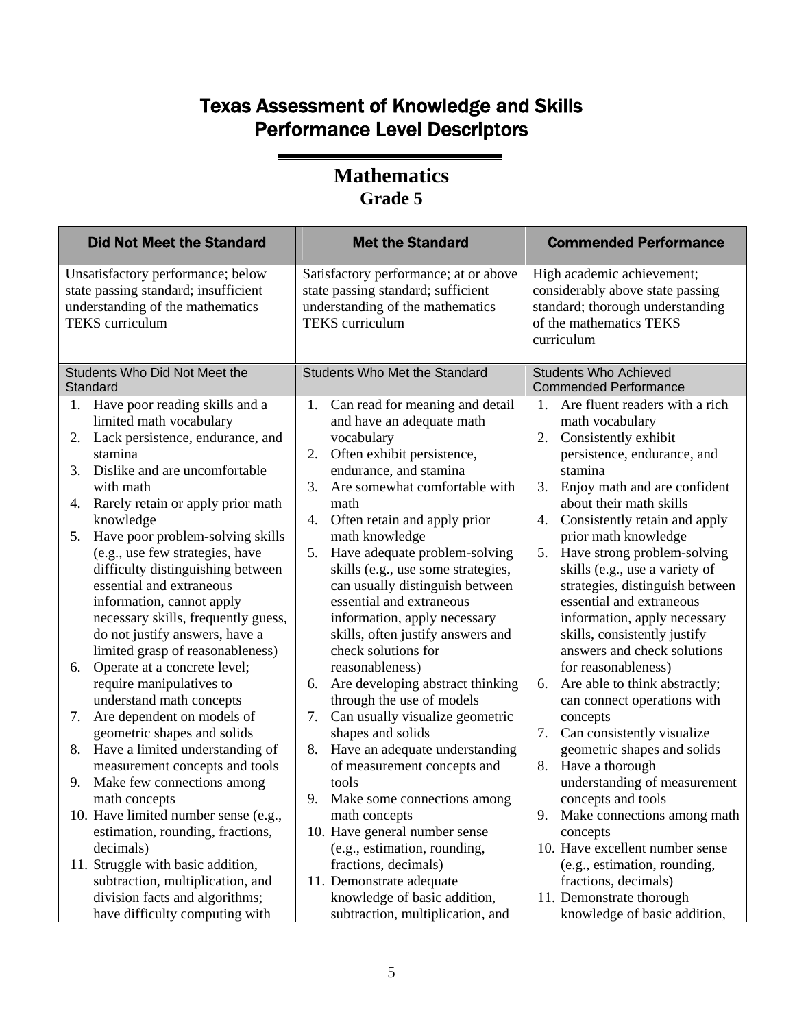# Texas Assessment of Knowledge and Skills
# Performance Level Descriptors

## Mathematics
### Grade 5

| Did Not Meet the Standard | Met the Standard | Commended Performance |
|---|---|---|
| Unsatisfactory performance; below state passing standard; insufficient understanding of the mathematics TEKS curriculum | Satisfactory performance; at or above state passing standard; sufficient understanding of the mathematics TEKS curriculum | High academic achievement; considerably above state passing standard; thorough understanding of the mathematics TEKS curriculum |
| Students Who Did Not Meet the Standard | Students Who Met the Standard | Students Who Achieved Commended Performance |
| 1. Have poor reading skills and a limited math vocabulary<br>2. Lack persistence, endurance, and stamina<br>3. Dislike and are uncomfortable with math<br>4. Rarely retain or apply prior math knowledge<br>5. Have poor problem-solving skills (e.g., use few strategies, have difficulty distinguishing between essential and extraneous information, cannot apply necessary skills, frequently guess, do not justify answers, have a limited grasp of reasonableness)<br>6. Operate at a concrete level; require manipulatives to understand math concepts<br>7. Are dependent on models of geometric shapes and solids<br>8. Have a limited understanding of measurement concepts and tools<br>9. Make few connections among math concepts<br>10. Have limited number sense (e.g., estimation, rounding, fractions, decimals)<br>11. Struggle with basic addition, subtraction, multiplication, and division facts and algorithms; have difficulty computing with | 1. Can read for meaning and detail and have an adequate math vocabulary<br>2. Often exhibit persistence, endurance, and stamina<br>3. Are somewhat comfortable with math<br>4. Often retain and apply prior math knowledge<br>5. Have adequate problem-solving skills (e.g., use some strategies, can usually distinguish between essential and extraneous information, apply necessary skills, often justify answers and check solutions for reasonableness)<br>6. Are developing abstract thinking through the use of models<br>7. Can usually visualize geometric shapes and solids<br>8. Have an adequate understanding of measurement concepts and tools<br>9. Make some connections among math concepts<br>10. Have general number sense (e.g., estimation, rounding, fractions, decimals)<br>11. Demonstrate adequate knowledge of basic addition, subtraction, multiplication, and | 1. Are fluent readers with a rich math vocabulary<br>2. Consistently exhibit persistence, endurance, and stamina<br>3. Enjoy math and are confident about their math skills<br>4. Consistently retain and apply prior math knowledge<br>5. Have strong problem-solving skills (e.g., use a variety of strategies, distinguish between essential and extraneous information, apply necessary skills, consistently justify answers and check solutions for reasonableness)<br>6. Are able to think abstractly; can connect operations with concepts<br>7. Can consistently visualize geometric shapes and solids<br>8. Have a thorough understanding of measurement concepts and tools<br>9. Make connections among math concepts<br>10. Have excellent number sense (e.g., estimation, rounding, fractions, decimals)<br>11. Demonstrate thorough knowledge of basic addition, |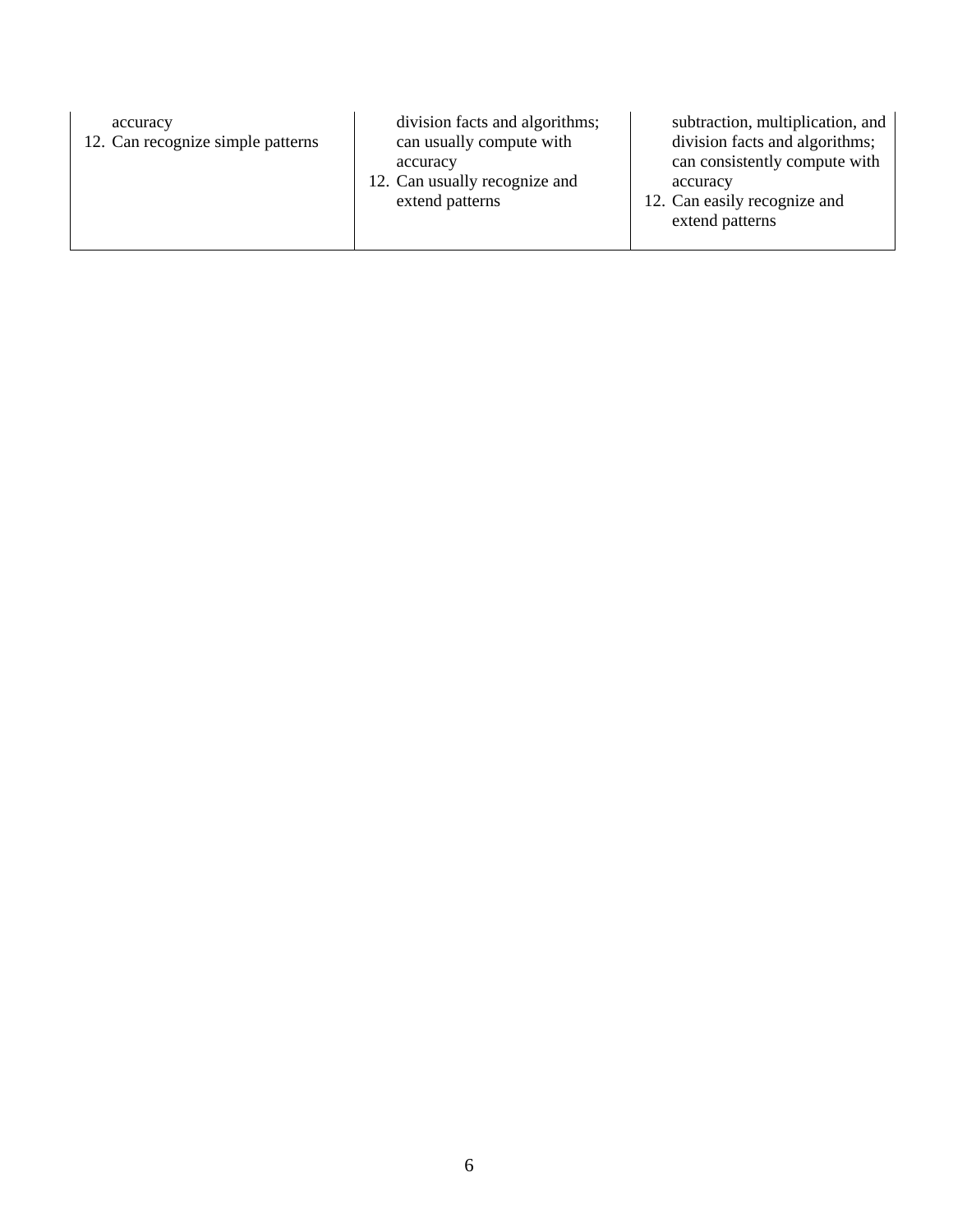| | | |
|---|---|---|
| accuracy<br>12. Can recognize simple patterns | division facts and algorithms; can usually compute with accuracy<br>12. Can usually recognize and extend patterns | subtraction, multiplication, and division facts and algorithms; can consistently compute with accuracy<br>12. Can easily recognize and extend patterns |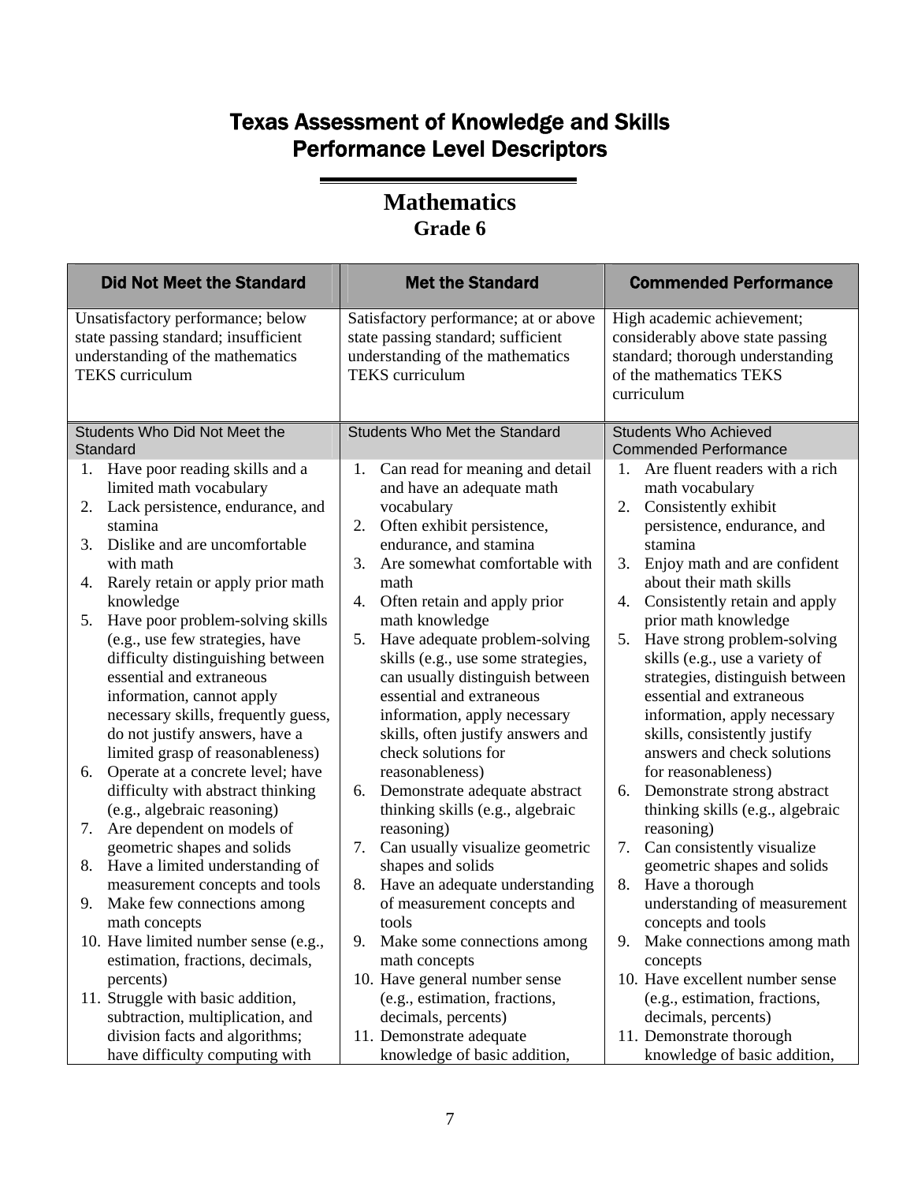# Texas Assessment of Knowledge and Skills Performance Level Descriptors

## Mathematics
### Grade 6

| Did Not Meet the Standard | Met the Standard | Commended Performance |
|---|---|---|
| Unsatisfactory performance; below state passing standard; insufficient understanding of the mathematics TEKS curriculum | Satisfactory performance; at or above state passing standard; sufficient understanding of the mathematics TEKS curriculum | High academic achievement; considerably above state passing standard; thorough understanding of the mathematics TEKS curriculum |
| Students Who Did Not Meet the Standard | Students Who Met the Standard | Students Who Achieved Commended Performance |
| 1. Have poor reading skills and a limited math vocabulary<br>2. Lack persistence, endurance, and stamina<br>3. Dislike and are uncomfortable with math<br>4. Rarely retain or apply prior math knowledge<br>5. Have poor problem-solving skills (e.g., use few strategies, have difficulty distinguishing between essential and extraneous information, cannot apply necessary skills, frequently guess, do not justify answers, have a limited grasp of reasonableness)<br>6. Operate at a concrete level; have difficulty with abstract thinking (e.g., algebraic reasoning)<br>7. Are dependent on models of geometric shapes and solids<br>8. Have a limited understanding of measurement concepts and tools<br>9. Make few connections among math concepts<br>10. Have limited number sense (e.g., estimation, fractions, decimals, percents)<br>11. Struggle with basic addition, subtraction, multiplication, and division facts and algorithms; have difficulty computing with | 1. Can read for meaning and detail and have an adequate math vocabulary<br>2. Often exhibit persistence, endurance, and stamina<br>3. Are somewhat comfortable with math<br>4. Often retain and apply prior math knowledge<br>5. Have adequate problem-solving skills (e.g., use some strategies, can usually distinguish between essential and extraneous information, apply necessary skills, often justify answers and check solutions for reasonableness)<br>6. Demonstrate adequate abstract thinking skills (e.g., algebraic reasoning)<br>7. Can usually visualize geometric shapes and solids<br>8. Have an adequate understanding of measurement concepts and tools<br>9. Make some connections among math concepts<br>10. Have general number sense (e.g., estimation, fractions, decimals, percents)<br>11. Demonstrate adequate knowledge of basic addition, | 1. Are fluent readers with a rich math vocabulary<br>2. Consistently exhibit persistence, endurance, and stamina<br>3. Enjoy math and are confident about their math skills<br>4. Consistently retain and apply prior math knowledge<br>5. Have strong problem-solving skills (e.g., use a variety of strategies, distinguish between essential and extraneous information, apply necessary skills, consistently justify answers and check solutions for reasonableness)<br>6. Demonstrate strong abstract thinking skills (e.g., algebraic reasoning)<br>7. Can consistently visualize geometric shapes and solids<br>8. Have a thorough understanding of measurement concepts and tools<br>9. Make connections among math concepts<br>10. Have excellent number sense (e.g., estimation, fractions, decimals, percents)<br>11. Demonstrate thorough knowledge of basic addition, |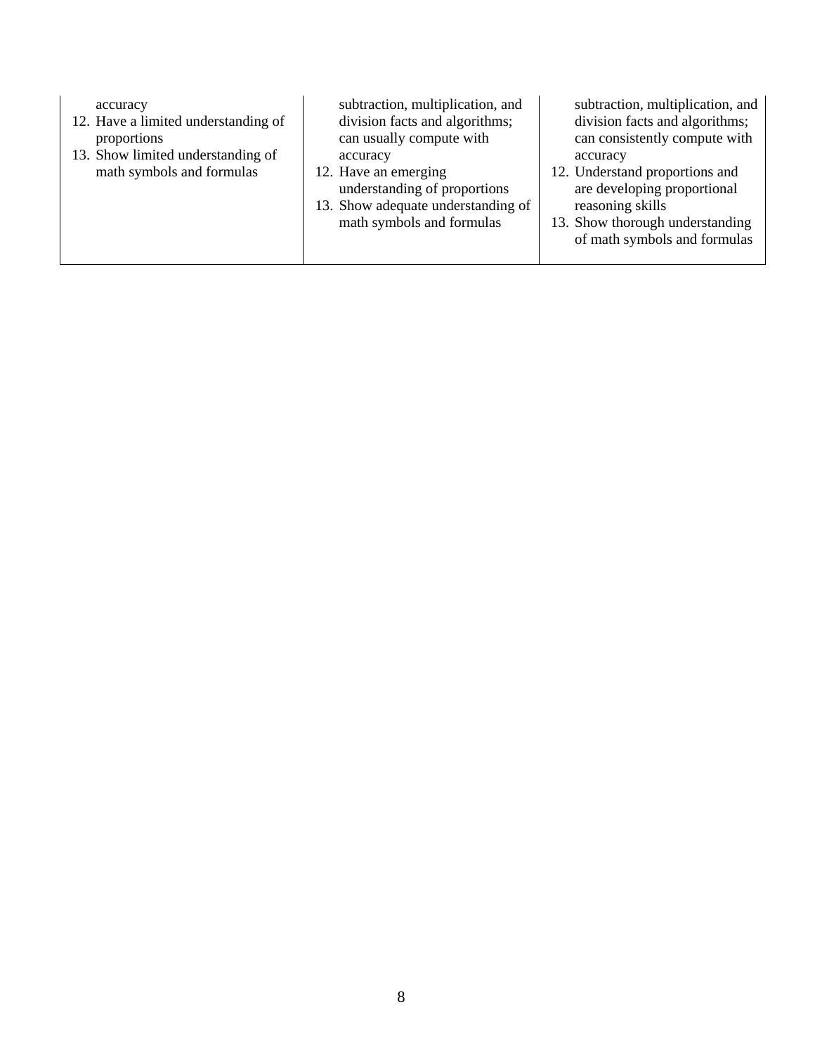| | | |
|---|---|---|
| accuracy<br>12. Have a limited understanding of proportions<br>13. Show limited understanding of math symbols and formulas | subtraction, multiplication, and division facts and algorithms; can usually compute with accuracy<br>12. Have an emerging understanding of proportions<br>13. Show adequate understanding of math symbols and formulas | subtraction, multiplication, and division facts and algorithms; can consistently compute with accuracy<br>12. Understand proportions and are developing proportional reasoning skills<br>13. Show thorough understanding of math symbols and formulas |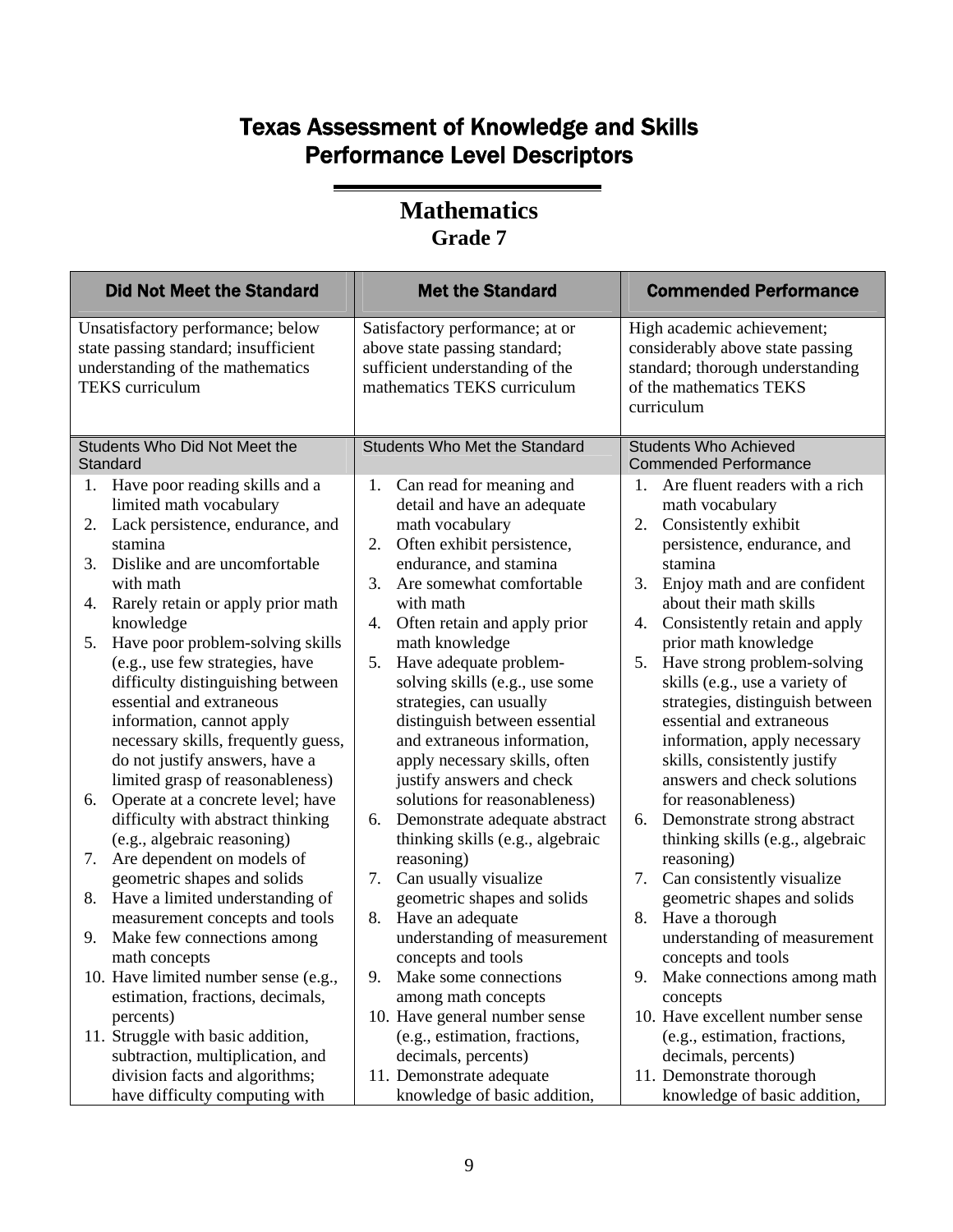# Texas Assessment of Knowledge and Skills
# Performance Level Descriptors

## Mathematics
### Grade 7

| Did Not Meet the Standard | Met the Standard | Commended Performance |
|---|---|---|
| Unsatisfactory performance; below state passing standard; insufficient understanding of the mathematics TEKS curriculum | Satisfactory performance; at or above state passing standard; sufficient understanding of the mathematics TEKS curriculum | High academic achievement; considerably above state passing standard; thorough understanding of the mathematics TEKS curriculum |
| **Students Who Did Not Meet the Standard** | **Students Who Met the Standard** | **Students Who Achieved Commended Performance** |
| 1. Have poor reading skills and a limited math vocabulary<br>2. Lack persistence, endurance, and stamina<br>3. Dislike and are uncomfortable with math<br>4. Rarely retain or apply prior math knowledge<br>5. Have poor problem-solving skills (e.g., use few strategies, have difficulty distinguishing between essential and extraneous information, cannot apply necessary skills, frequently guess, do not justify answers, have a limited grasp of reasonableness)<br>6. Operate at a concrete level; have difficulty with abstract thinking (e.g., algebraic reasoning)<br>7. Are dependent on models of geometric shapes and solids<br>8. Have a limited understanding of measurement concepts and tools<br>9. Make few connections among math concepts<br>10. Have limited number sense (e.g., estimation, fractions, decimals, percents)<br>11. Struggle with basic addition, subtraction, multiplication, and division facts and algorithms; have difficulty computing with | 1. Can read for meaning and detail and have an adequate math vocabulary<br>2. Often exhibit persistence, endurance, and stamina<br>3. Are somewhat comfortable with math<br>4. Often retain and apply prior math knowledge<br>5. Have adequate problem-solving skills (e.g., use some strategies, can usually distinguish between essential and extraneous information, apply necessary skills, often justify answers and check solutions for reasonableness)<br>6. Demonstrate adequate abstract thinking skills (e.g., algebraic reasoning)<br>7. Can usually visualize geometric shapes and solids<br>8. Have an adequate understanding of measurement concepts and tools<br>9. Make some connections among math concepts<br>10. Have general number sense (e.g., estimation, fractions, decimals, percents)<br>11. Demonstrate adequate knowledge of basic addition, | 1. Are fluent readers with a rich math vocabulary<br>2. Consistently exhibit persistence, endurance, and stamina<br>3. Enjoy math and are confident about their math skills<br>4. Consistently retain and apply prior math knowledge<br>5. Have strong problem-solving skills (e.g., use a variety of strategies, distinguish between essential and extraneous information, apply necessary skills, consistently justify answers and check solutions for reasonableness)<br>6. Demonstrate strong abstract thinking skills (e.g., algebraic reasoning)<br>7. Can consistently visualize geometric shapes and solids<br>8. Have a thorough understanding of measurement concepts and tools<br>9. Make connections among math concepts<br>10. Have excellent number sense (e.g., estimation, fractions, decimals, percents)<br>11. Demonstrate thorough knowledge of basic addition, |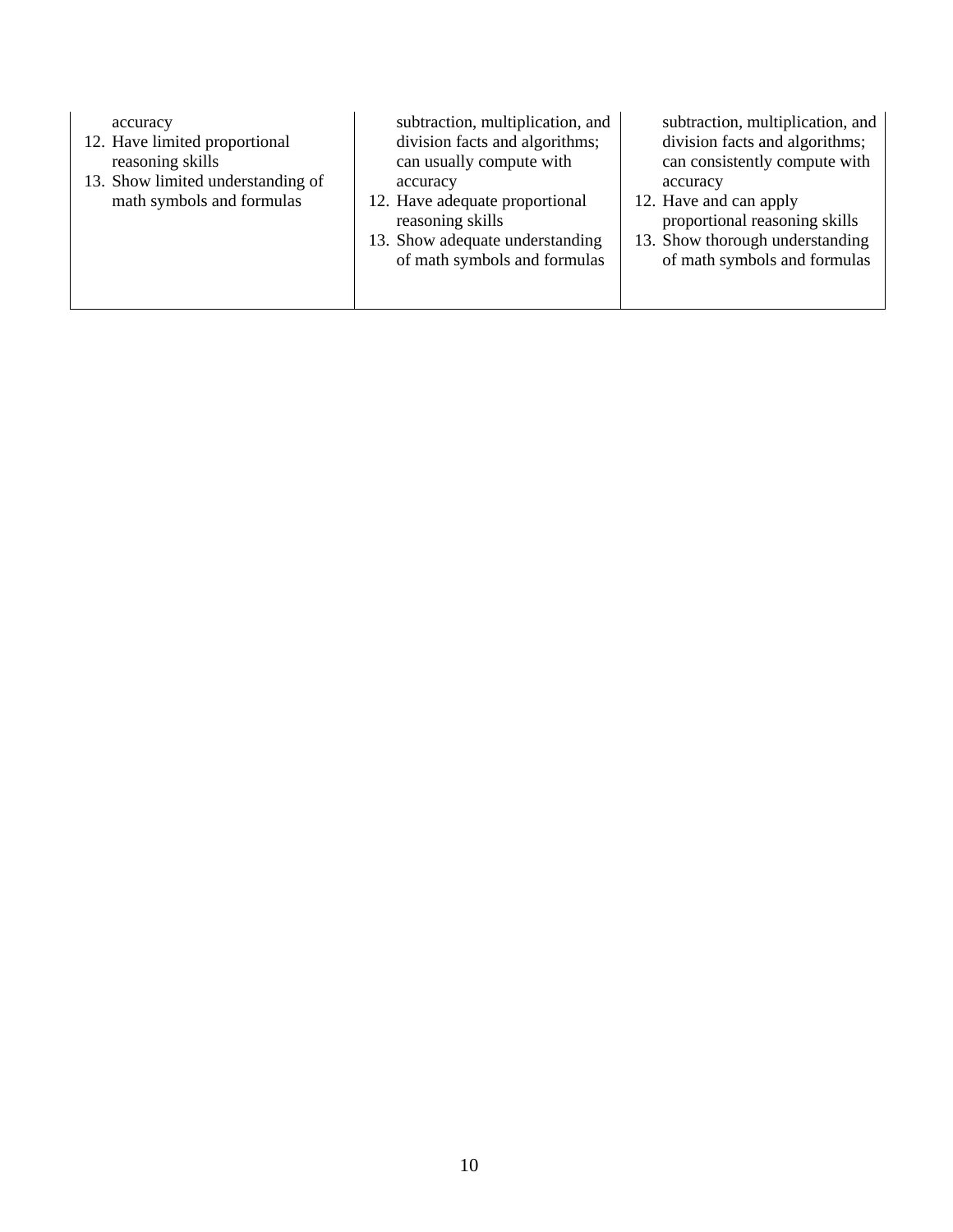| | | |
|---|---|---|
| accuracy<br>12. Have limited proportional reasoning skills<br>13. Show limited understanding of math symbols and formulas | subtraction, multiplication, and division facts and algorithms; can usually compute with accuracy<br>12. Have adequate proportional reasoning skills<br>13. Show adequate understanding of math symbols and formulas | subtraction, multiplication, and division facts and algorithms; can consistently compute with accuracy<br>12. Have and can apply proportional reasoning skills<br>13. Show thorough understanding of math symbols and formulas |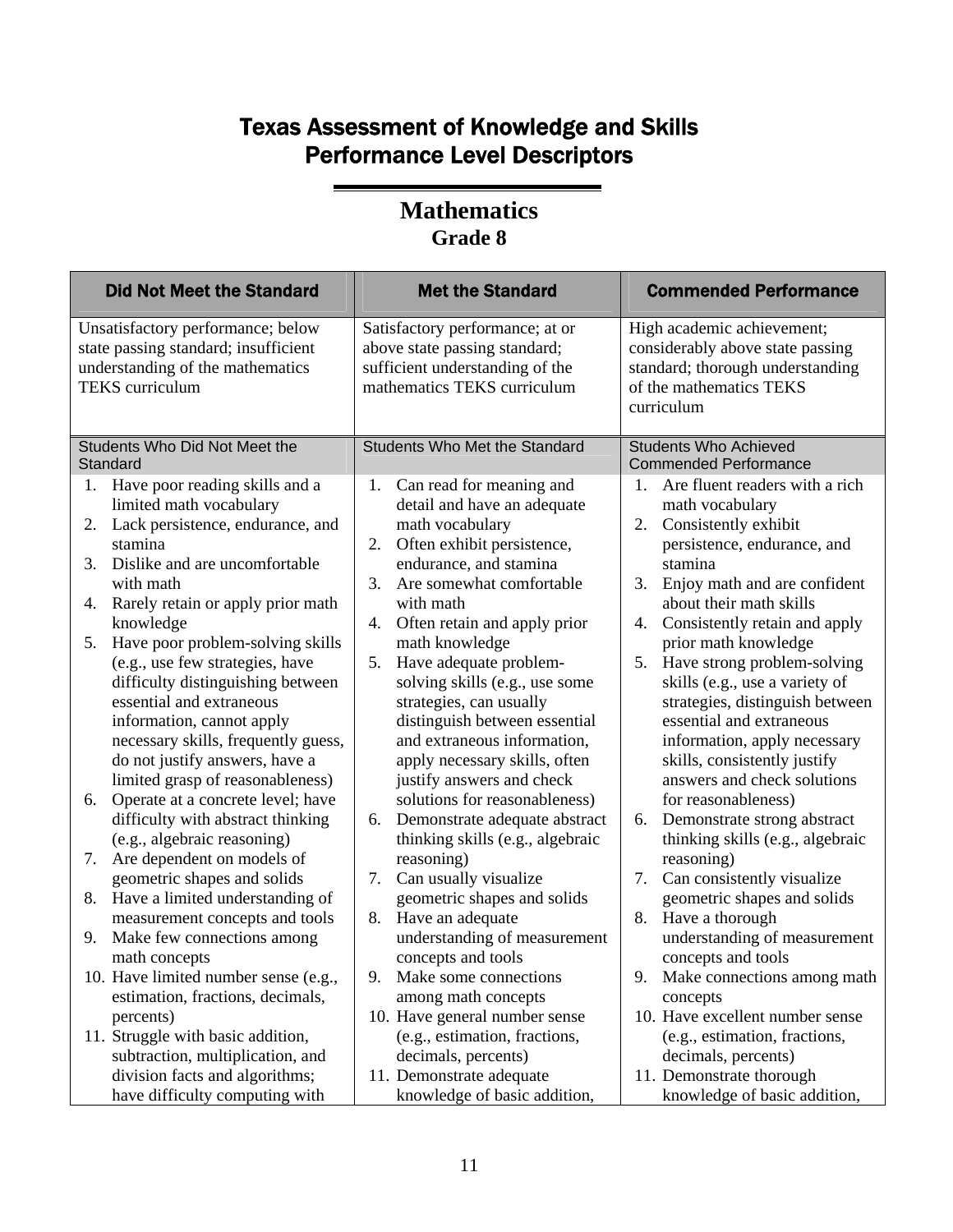# Texas Assessment of Knowledge and Skills Performance Level Descriptors

## Mathematics
### Grade 8

| Did Not Meet the Standard | Met the Standard | Commended Performance |
|---|---|---|
| Unsatisfactory performance; below state passing standard; insufficient understanding of the mathematics TEKS curriculum | Satisfactory performance; at or above state passing standard; sufficient understanding of the mathematics TEKS curriculum | High academic achievement; considerably above state passing standard; thorough understanding of the mathematics TEKS curriculum |
| Students Who Did Not Meet the Standard | Students Who Met the Standard | Students Who Achieved Commended Performance |
| 1. Have poor reading skills and a limited math vocabulary<br>2. Lack persistence, endurance, and stamina<br>3. Dislike and are uncomfortable with math<br>4. Rarely retain or apply prior math knowledge<br>5. Have poor problem-solving skills (e.g., use few strategies, have difficulty distinguishing between essential and extraneous information, cannot apply necessary skills, frequently guess, do not justify answers, have a limited grasp of reasonableness)<br>6. Operate at a concrete level; have difficulty with abstract thinking (e.g., algebraic reasoning)<br>7. Are dependent on models of geometric shapes and solids<br>8. Have a limited understanding of measurement concepts and tools<br>9. Make few connections among math concepts<br>10. Have limited number sense (e.g., estimation, fractions, decimals, percents)<br>11. Struggle with basic addition, subtraction, multiplication, and division facts and algorithms; have difficulty computing with | 1. Can read for meaning and detail and have an adequate math vocabulary<br>2. Often exhibit persistence, endurance, and stamina<br>3. Are somewhat comfortable with math<br>4. Often retain and apply prior math knowledge<br>5. Have adequate problem-solving skills (e.g., use some strategies, can usually distinguish between essential and extraneous information, apply necessary skills, often justify answers and check solutions for reasonableness)<br>6. Demonstrate adequate abstract thinking skills (e.g., algebraic reasoning)<br>7. Can usually visualize geometric shapes and solids<br>8. Have an adequate understanding of measurement concepts and tools<br>9. Make some connections among math concepts<br>10. Have general number sense (e.g., estimation, fractions, decimals, percents)<br>11. Demonstrate adequate knowledge of basic addition, | 1. Are fluent readers with a rich math vocabulary<br>2. Consistently exhibit persistence, endurance, and stamina<br>3. Enjoy math and are confident about their math skills<br>4. Consistently retain and apply prior math knowledge<br>5. Have strong problem-solving skills (e.g., use a variety of strategies, distinguish between essential and extraneous information, apply necessary skills, consistently justify answers and check solutions for reasonableness)<br>6. Demonstrate strong abstract thinking skills (e.g., algebraic reasoning)<br>7. Can consistently visualize geometric shapes and solids<br>8. Have a thorough understanding of measurement concepts and tools<br>9. Make connections among math concepts<br>10. Have excellent number sense (e.g., estimation, fractions, decimals, percents)<br>11. Demonstrate thorough knowledge of basic addition, |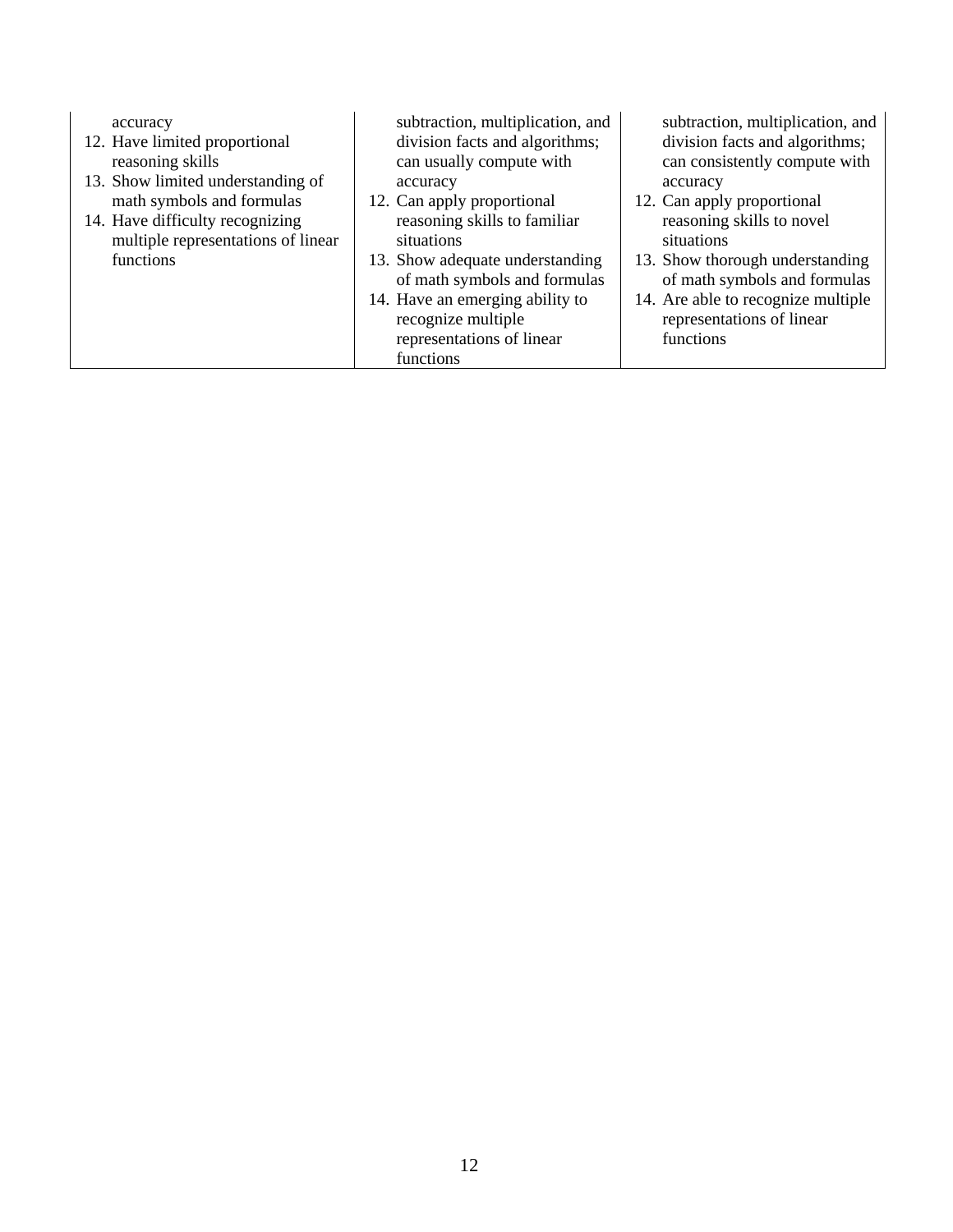| | | |
|---|---|---|
| accuracy<br>12. Have limited proportional reasoning skills<br>13. Show limited understanding of math symbols and formulas<br>14. Have difficulty recognizing multiple representations of linear functions | subtraction, multiplication, and division facts and algorithms; can usually compute with accuracy<br>12. Can apply proportional reasoning skills to familiar situations<br>13. Show adequate understanding of math symbols and formulas<br>14. Have an emerging ability to recognize multiple representations of linear functions | subtraction, multiplication, and division facts and algorithms; can consistently compute with accuracy<br>12. Can apply proportional reasoning skills to novel situations<br>13. Show thorough understanding of math symbols and formulas<br>14. Are able to recognize multiple representations of linear functions |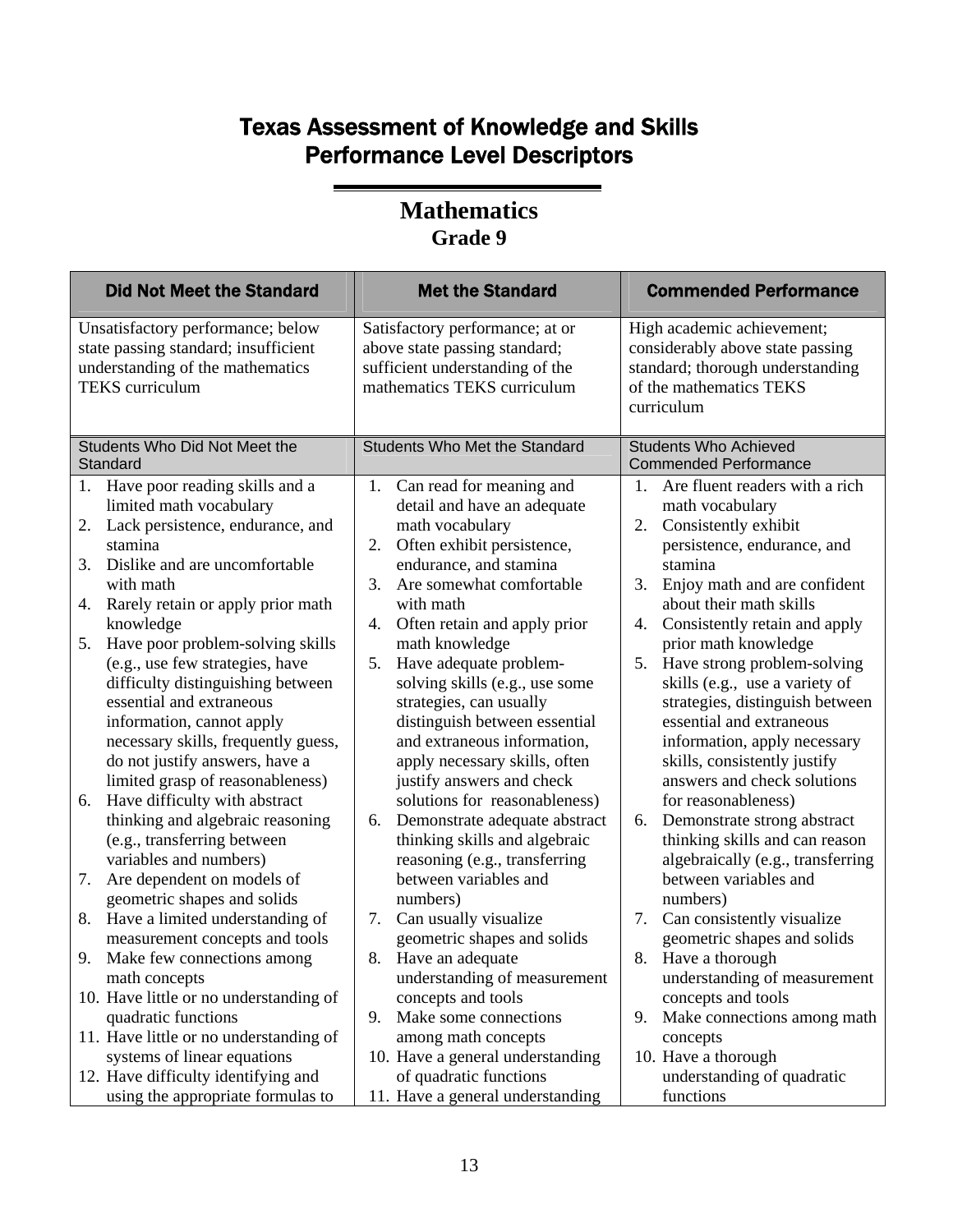# Texas Assessment of Knowledge and Skills
# Performance Level Descriptors

## Mathematics
### Grade 9

| Did Not Meet the Standard | Met the Standard | Commended Performance |
|---|---|---|
| Unsatisfactory performance; below state passing standard; insufficient understanding of the mathematics TEKS curriculum | Satisfactory performance; at or above state passing standard; sufficient understanding of the mathematics TEKS curriculum | High academic achievement; considerably above state passing standard; thorough understanding of the mathematics TEKS curriculum |
| Students Who Did Not Meet the Standard | Students Who Met the Standard | Students Who Achieved Commended Performance |
| 1. Have poor reading skills and a limited math vocabulary<br>2. Lack persistence, endurance, and stamina<br>3. Dislike and are uncomfortable with math<br>4. Rarely retain or apply prior math knowledge<br>5. Have poor problem-solving skills (e.g., use few strategies, have difficulty distinguishing between essential and extraneous information, cannot apply necessary skills, frequently guess, do not justify answers, have a limited grasp of reasonableness)<br>6. Have difficulty with abstract thinking and algebraic reasoning (e.g., transferring between variables and numbers)<br>7. Are dependent on models of geometric shapes and solids<br>8. Have a limited understanding of measurement concepts and tools<br>9. Make few connections among math concepts<br>10. Have little or no understanding of quadratic functions<br>11. Have little or no understanding of systems of linear equations<br>12. Have difficulty identifying and using the appropriate formulas to | 1. Can read for meaning and detail and have an adequate math vocabulary<br>2. Often exhibit persistence, endurance, and stamina<br>3. Are somewhat comfortable with math<br>4. Often retain and apply prior math knowledge<br>5. Have adequate problem-solving skills (e.g., use some strategies, can usually distinguish between essential and extraneous information, apply necessary skills, often justify answers and check solutions for reasonableness)<br>6. Demonstrate adequate abstract thinking skills and algebraic reasoning (e.g., transferring between variables and numbers)<br>7. Can usually visualize geometric shapes and solids<br>8. Have an adequate understanding of measurement concepts and tools<br>9. Make some connections among math concepts<br>10. Have a general understanding of quadratic functions<br>11. Have a general understanding | 1. Are fluent readers with a rich math vocabulary<br>2. Consistently exhibit persistence, endurance, and stamina<br>3. Enjoy math and are confident about their math skills<br>4. Consistently retain and apply prior math knowledge<br>5. Have strong problem-solving skills (e.g., use a variety of strategies, distinguish between essential and extraneous information, apply necessary skills, consistently justify answers and check solutions for reasonableness)<br>6. Demonstrate strong abstract thinking skills and can reason algebraically (e.g., transferring between variables and numbers)<br>7. Can consistently visualize geometric shapes and solids<br>8. Have a thorough understanding of measurement concepts and tools<br>9. Make connections among math concepts<br>10. Have a thorough understanding of quadratic functions |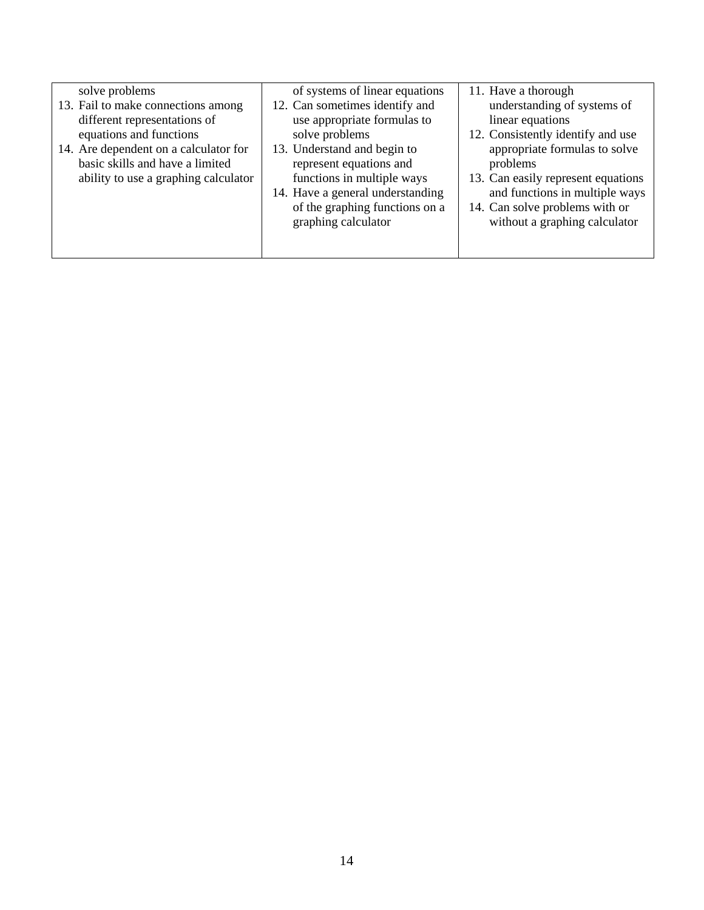| | | |
|---|---|---|
| solve problems<br>13. Fail to make connections among different representations of equations and functions<br>14. Are dependent on a calculator for basic skills and have a limited ability to use a graphing calculator | of systems of linear equations<br>12. Can sometimes identify and use appropriate formulas to solve problems<br>13. Understand and begin to represent equations and functions in multiple ways<br>14. Have a general understanding of the graphing functions on a graphing calculator | 11. Have a thorough understanding of systems of linear equations<br>12. Consistently identify and use appropriate formulas to solve problems<br>13. Can easily represent equations and functions in multiple ways<br>14. Can solve problems with or without a graphing calculator |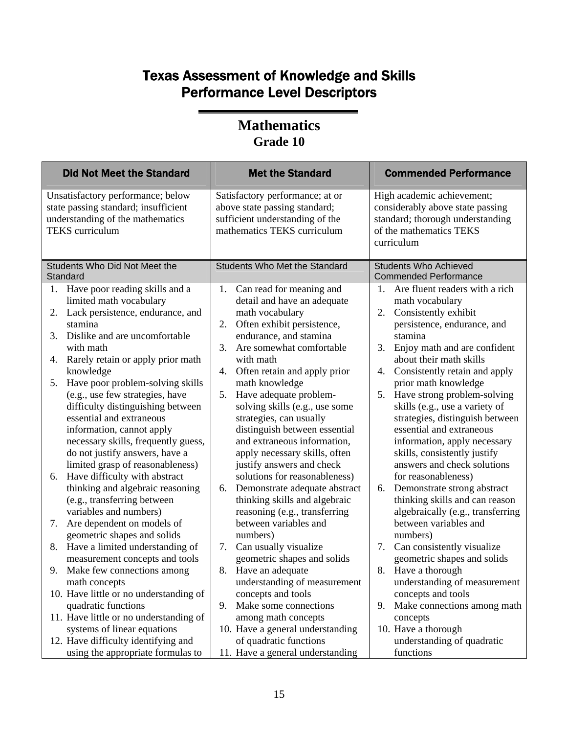# Texas Assessment of Knowledge and Skills Performance Level Descriptors

## Mathematics

### Grade 10

| Did Not Meet the Standard | Met the Standard | Commended Performance |
|---|---|---|
| Unsatisfactory performance; below state passing standard; insufficient understanding of the mathematics TEKS curriculum | Satisfactory performance; at or above state passing standard; sufficient understanding of the mathematics TEKS curriculum | High academic achievement; considerably above state passing standard; thorough understanding of the mathematics TEKS curriculum |
| **Students Who Did Not Meet the Standard** | **Students Who Met the Standard** | **Students Who Achieved Commended Performance** |
| 1. Have poor reading skills and a limited math vocabulary<br>2. Lack persistence, endurance, and stamina<br>3. Dislike and are uncomfortable with math<br>4. Rarely retain or apply prior math knowledge<br>5. Have poor problem-solving skills (e.g., use few strategies, have difficulty distinguishing between essential and extraneous information, cannot apply necessary skills, frequently guess, do not justify answers, have a limited grasp of reasonableness)<br>6. Have difficulty with abstract thinking and algebraic reasoning (e.g., transferring between variables and numbers)<br>7. Are dependent on models of geometric shapes and solids<br>8. Have a limited understanding of measurement concepts and tools<br>9. Make few connections among math concepts<br>10. Have little or no understanding of quadratic functions<br>11. Have little or no understanding of systems of linear equations<br>12. Have difficulty identifying and using the appropriate formulas to | 1. Can read for meaning and detail and have an adequate math vocabulary<br>2. Often exhibit persistence, endurance, and stamina<br>3. Are somewhat comfortable with math<br>4. Often retain and apply prior math knowledge<br>5. Have adequate problem-solving skills (e.g., use some strategies, can usually distinguish between essential and extraneous information, apply necessary skills, often justify answers and check solutions for reasonableness)<br>6. Demonstrate adequate abstract thinking skills and algebraic reasoning (e.g., transferring between variables and numbers)<br>7. Can usually visualize geometric shapes and solids<br>8. Have an adequate understanding of measurement concepts and tools<br>9. Make some connections among math concepts<br>10. Have a general understanding of quadratic functions<br>11. Have a general understanding | 1. Are fluent readers with a rich math vocabulary<br>2. Consistently exhibit persistence, endurance, and stamina<br>3. Enjoy math and are confident about their math skills<br>4. Consistently retain and apply prior math knowledge<br>5. Have strong problem-solving skills (e.g., use a variety of strategies, distinguish between essential and extraneous information, apply necessary skills, consistently justify answers and check solutions for reasonableness)<br>6. Demonstrate strong abstract thinking skills and can reason algebraically (e.g., transferring between variables and numbers)<br>7. Can consistently visualize geometric shapes and solids<br>8. Have a thorough understanding of measurement concepts and tools<br>9. Make connections among math concepts<br>10. Have a thorough understanding of quadratic functions |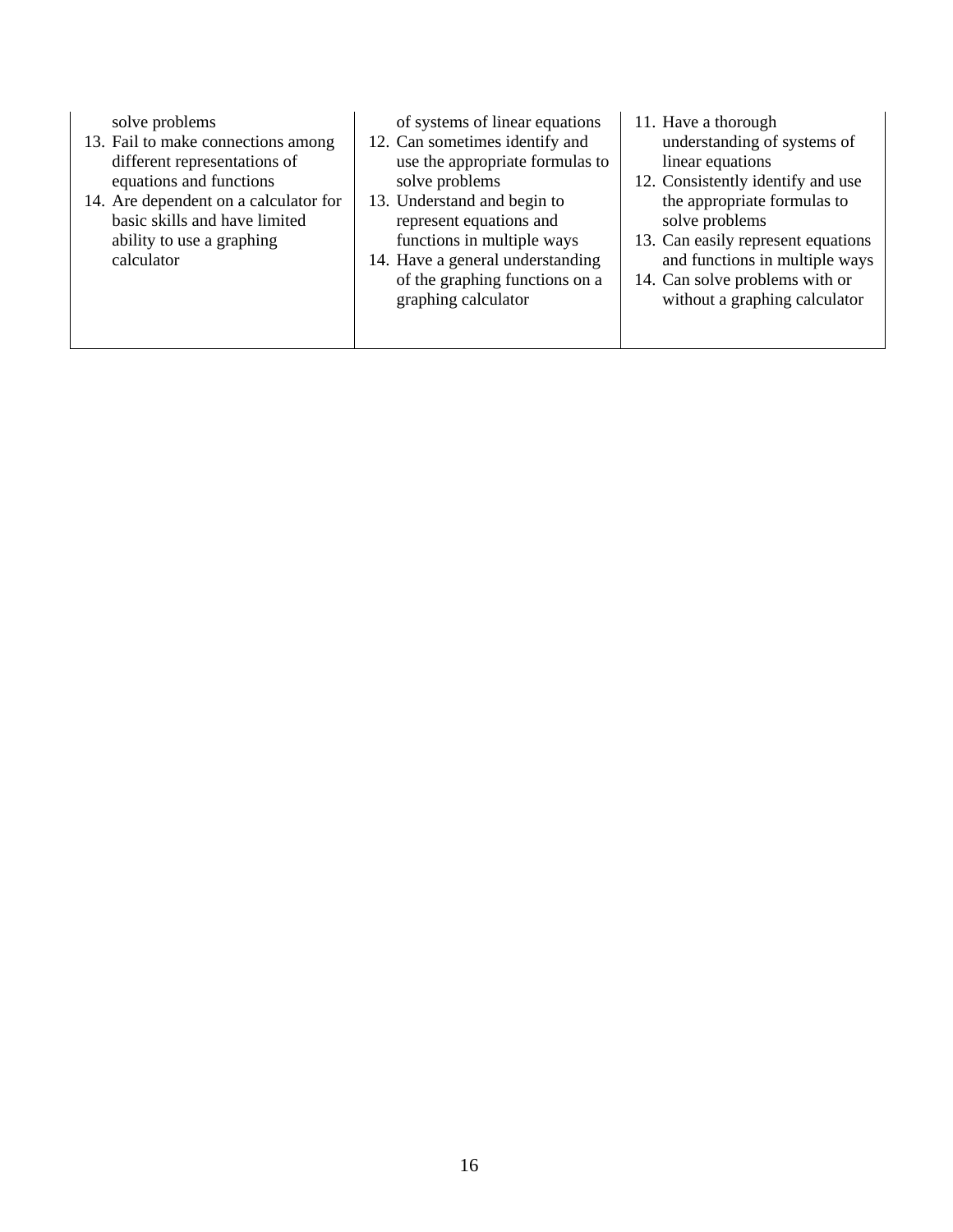| | | |
|---|---|---|
| solve problems<br>13. Fail to make connections among different representations of equations and functions<br>14. Are dependent on a calculator for basic skills and have limited ability to use a graphing calculator | of systems of linear equations<br>12. Can sometimes identify and use the appropriate formulas to solve problems<br>13. Understand and begin to represent equations and functions in multiple ways<br>14. Have a general understanding of the graphing functions on a graphing calculator | 11. Have a thorough understanding of systems of linear equations<br>12. Consistently identify and use the appropriate formulas to solve problems<br>13. Can easily represent equations and functions in multiple ways<br>14. Can solve problems with or without a graphing calculator |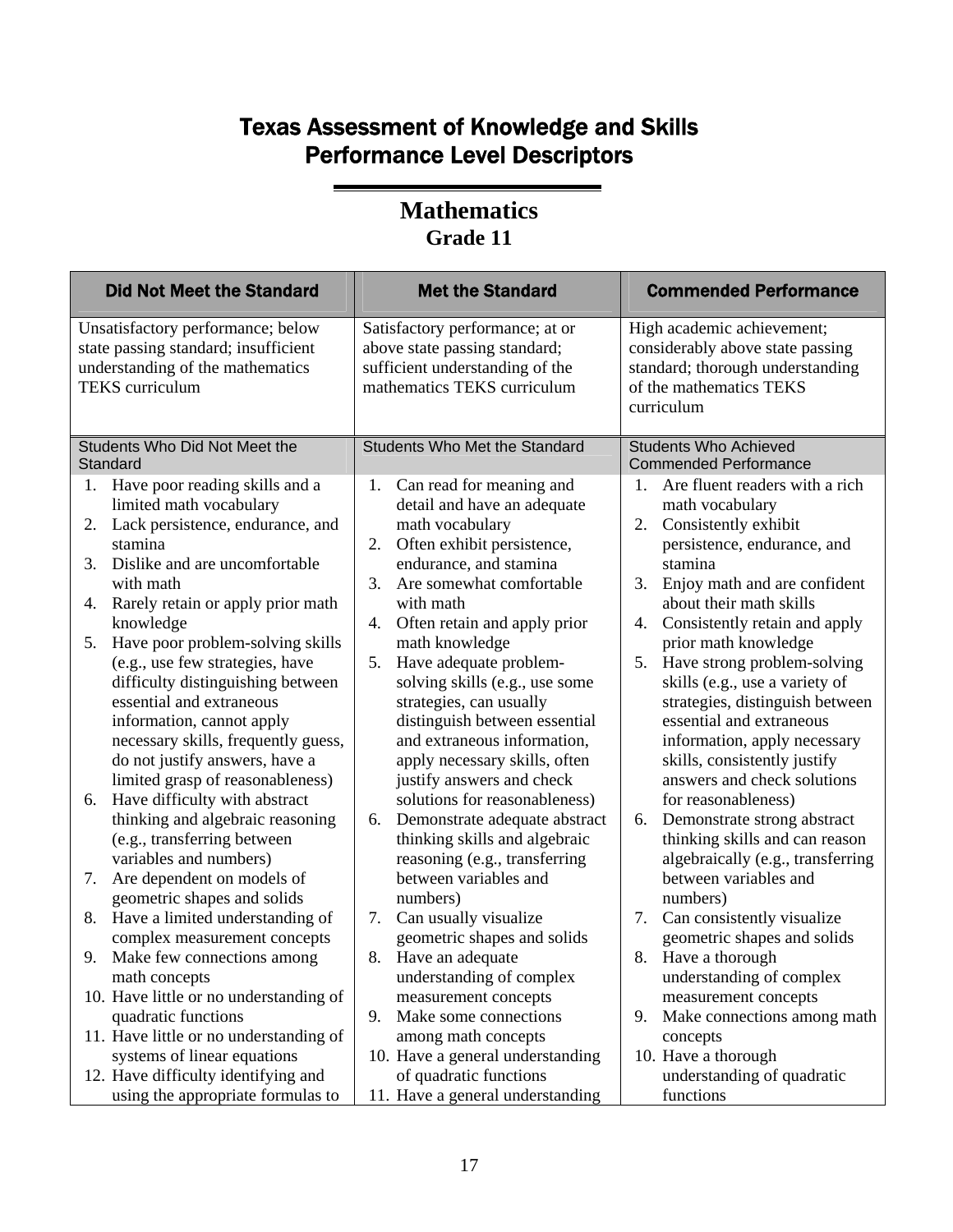# Texas Assessment of Knowledge and Skills Performance Level Descriptors

## Mathematics

### Grade 11

| Did Not Meet the Standard | Met the Standard | Commended Performance |
|---|---|---|
| Unsatisfactory performance; below state passing standard; insufficient understanding of the mathematics TEKS curriculum | Satisfactory performance; at or above state passing standard; sufficient understanding of the mathematics TEKS curriculum | High academic achievement; considerably above state passing standard; thorough understanding of the mathematics TEKS curriculum |
| **Students Who Did Not Meet the Standard** | **Students Who Met the Standard** | **Students Who Achieved Commended Performance** |
| 1. Have poor reading skills and a limited math vocabulary<br>2. Lack persistence, endurance, and stamina<br>3. Dislike and are uncomfortable with math<br>4. Rarely retain or apply prior math knowledge<br>5. Have poor problem-solving skills (e.g., use few strategies, have difficulty distinguishing between essential and extraneous information, cannot apply necessary skills, frequently guess, do not justify answers, have a limited grasp of reasonableness)<br>6. Have difficulty with abstract thinking and algebraic reasoning (e.g., transferring between variables and numbers)<br>7. Are dependent on models of geometric shapes and solids<br>8. Have a limited understanding of complex measurement concepts<br>9. Make few connections among math concepts<br>10. Have little or no understanding of quadratic functions<br>11. Have little or no understanding of systems of linear equations<br>12. Have difficulty identifying and using the appropriate formulas to | 1. Can read for meaning and detail and have an adequate math vocabulary<br>2. Often exhibit persistence, endurance, and stamina<br>3. Are somewhat comfortable with math<br>4. Often retain and apply prior math knowledge<br>5. Have adequate problem-solving skills (e.g., use some strategies, can usually distinguish between essential and extraneous information, apply necessary skills, often justify answers and check solutions for reasonableness)<br>6. Demonstrate adequate abstract thinking skills and algebraic reasoning (e.g., transferring between variables and numbers)<br>7. Can usually visualize geometric shapes and solids<br>8. Have an adequate understanding of complex measurement concepts<br>9. Make some connections among math concepts<br>10. Have a general understanding of quadratic functions<br>11. Have a general understanding | 1. Are fluent readers with a rich math vocabulary<br>2. Consistently exhibit persistence, endurance, and stamina<br>3. Enjoy math and are confident about their math skills<br>4. Consistently retain and apply prior math knowledge<br>5. Have strong problem-solving skills (e.g., use a variety of strategies, distinguish between essential and extraneous information, apply necessary skills, consistently justify answers and check solutions for reasonableness)<br>6. Demonstrate strong abstract thinking skills and can reason algebraically (e.g., transferring between variables and numbers)<br>7. Can consistently visualize geometric shapes and solids<br>8. Have a thorough understanding of complex measurement concepts<br>9. Make connections among math concepts<br>10. Have a thorough understanding of quadratic functions |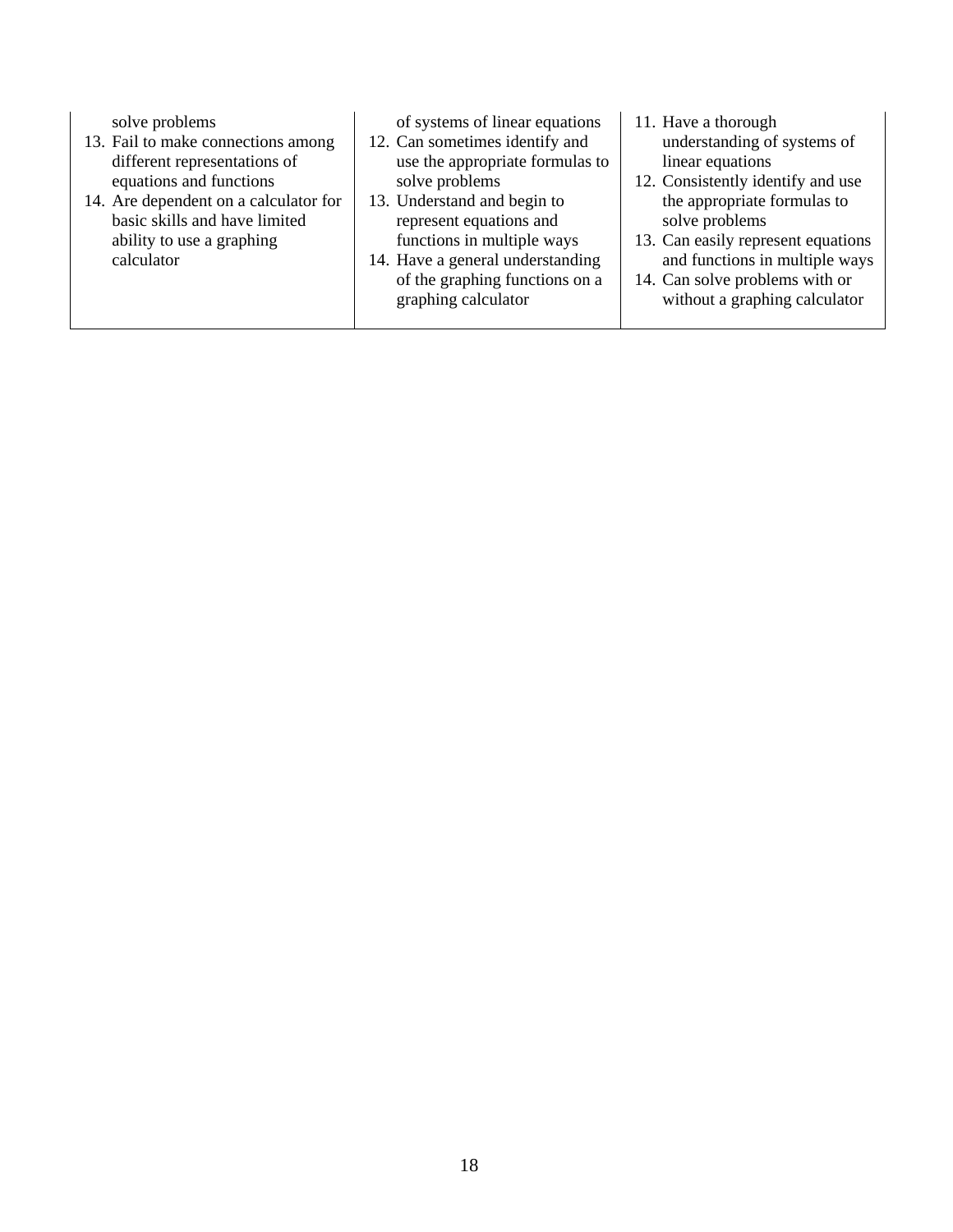| | | |
|---|---|---|
| solve problems<br>13. Fail to make connections among different representations of equations and functions<br>14. Are dependent on a calculator for basic skills and have limited ability to use a graphing calculator | of systems of linear equations<br>12. Can sometimes identify and use the appropriate formulas to solve problems<br>13. Understand and begin to represent equations and functions in multiple ways<br>14. Have a general understanding of the graphing functions on a graphing calculator | 11. Have a thorough understanding of systems of linear equations<br>12. Consistently identify and use the appropriate formulas to solve problems<br>13. Can easily represent equations and functions in multiple ways<br>14. Can solve problems with or without a graphing calculator |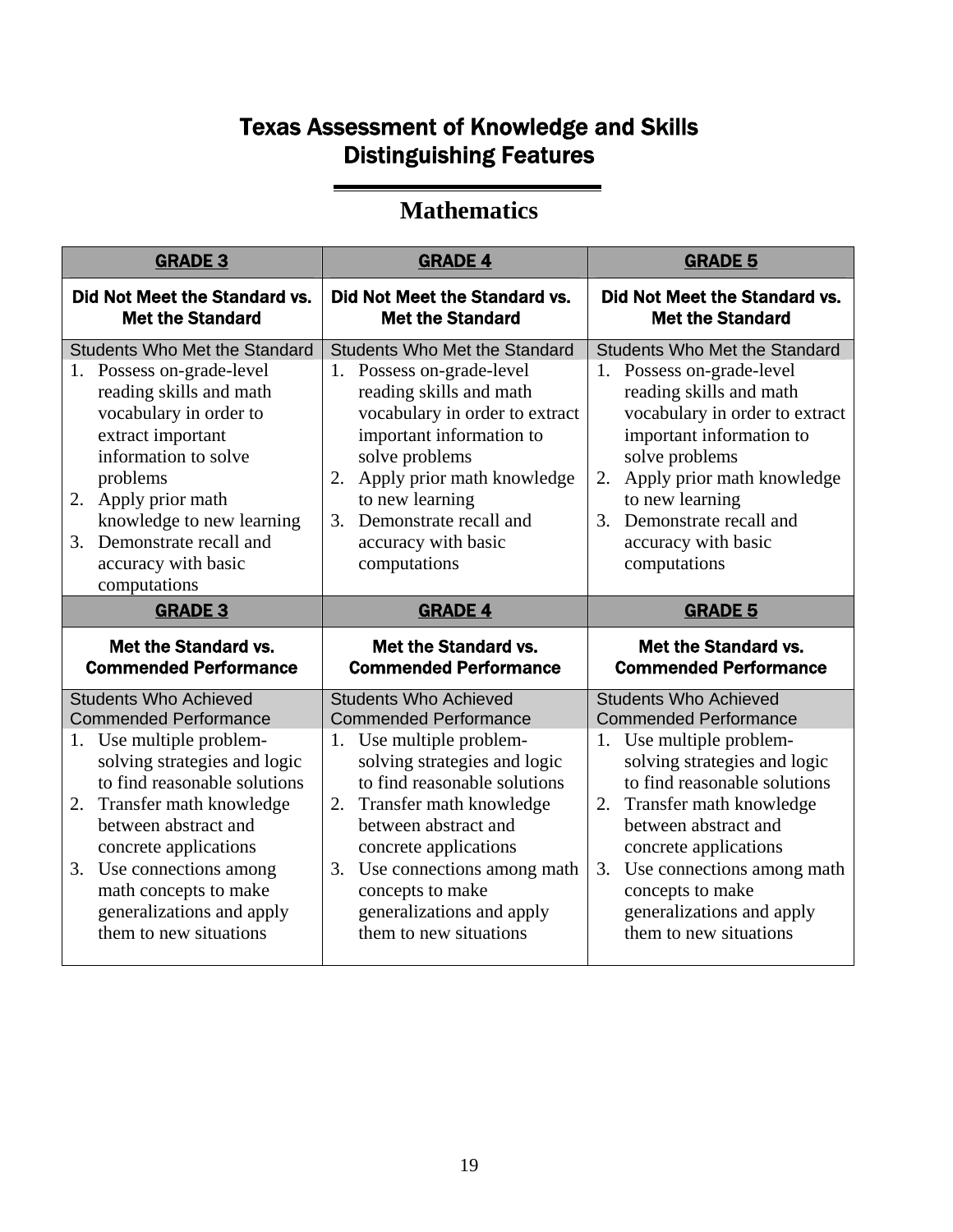# Texas Assessment of Knowledge and Skills Distinguishing Features

## Mathematics

| GRADE 3 | GRADE 4 | GRADE 5 |
|---|---|---|
| **Did Not Meet the Standard vs. Met the Standard** | **Did Not Meet the Standard vs. Met the Standard** | **Did Not Meet the Standard vs. Met the Standard** |
| Students Who Met the Standard | Students Who Met the Standard | Students Who Met the Standard |
| 1. Possess on-grade-level reading skills and math vocabulary in order to extract important information to solve problems<br>2. Apply prior math knowledge to new learning<br>3. Demonstrate recall and accuracy with basic computations | 1. Possess on-grade-level reading skills and math vocabulary in order to extract important information to solve problems<br>2. Apply prior math knowledge to new learning<br>3. Demonstrate recall and accuracy with basic computations | 1. Possess on-grade-level reading skills and math vocabulary in order to extract important information to solve problems<br>2. Apply prior math knowledge to new learning<br>3. Demonstrate recall and accuracy with basic computations |
| **GRADE 3** | **GRADE 4** | **GRADE 5** |
| **Met the Standard vs. Commended Performance** | **Met the Standard vs. Commended Performance** | **Met the Standard vs. Commended Performance** |
| Students Who Achieved Commended Performance | Students Who Achieved Commended Performance | Students Who Achieved Commended Performance |
| 1. Use multiple problem-solving strategies and logic to find reasonable solutions<br>2. Transfer math knowledge between abstract and concrete applications<br>3. Use connections among math concepts to make generalizations and apply them to new situations | 1. Use multiple problem-solving strategies and logic to find reasonable solutions<br>2. Transfer math knowledge between abstract and concrete applications<br>3. Use connections among math concepts to make generalizations and apply them to new situations | 1. Use multiple problem-solving strategies and logic to find reasonable solutions<br>2. Transfer math knowledge between abstract and concrete applications<br>3. Use connections among math concepts to make generalizations and apply them to new situations |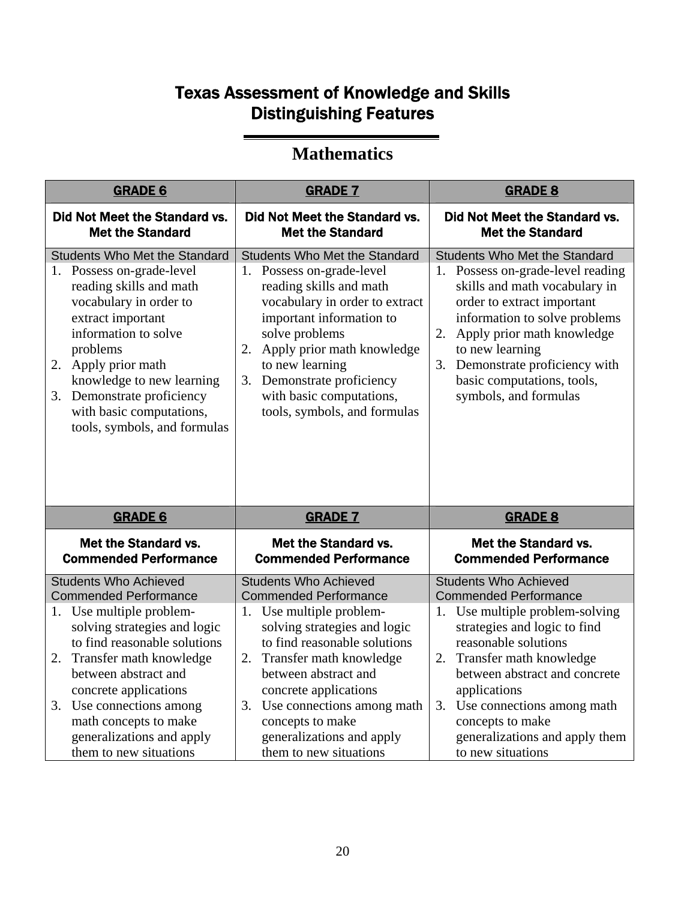# Texas Assessment of Knowledge and Skills
# Distinguishing Features

## Mathematics

| GRADE 6 | GRADE 7 | GRADE 8 |
|---|---|---|
| **Did Not Meet the Standard vs. Met the Standard** | **Did Not Meet the Standard vs. Met the Standard** | **Did Not Meet the Standard vs. Met the Standard** |
| Students Who Met the Standard | Students Who Met the Standard | Students Who Met the Standard |
| 1. Possess on-grade-level reading skills and math vocabulary in order to extract important information to solve problems<br>2. Apply prior math knowledge to new learning<br>3. Demonstrate proficiency with basic computations, tools, symbols, and formulas | 1. Possess on-grade-level reading skills and math vocabulary in order to extract important information to solve problems<br>2. Apply prior math knowledge to new learning<br>3. Demonstrate proficiency with basic computations, tools, symbols, and formulas | 1. Possess on-grade-level reading skills and math vocabulary in order to extract important information to solve problems<br>2. Apply prior math knowledge to new learning<br>3. Demonstrate proficiency with basic computations, tools, symbols, and formulas |
| **GRADE 6** | **GRADE 7** | **GRADE 8** |
| **Met the Standard vs. Commended Performance** | **Met the Standard vs. Commended Performance** | **Met the Standard vs. Commended Performance** |
| Students Who Achieved Commended Performance | Students Who Achieved Commended Performance | Students Who Achieved Commended Performance |
| 1. Use multiple problem-solving strategies and logic to find reasonable solutions<br>2. Transfer math knowledge between abstract and concrete applications<br>3. Use connections among math concepts to make generalizations and apply them to new situations | 1. Use multiple problem-solving strategies and logic to find reasonable solutions<br>2. Transfer math knowledge between abstract and concrete applications<br>3. Use connections among math concepts to make generalizations and apply them to new situations | 1. Use multiple problem-solving strategies and logic to find reasonable solutions<br>2. Transfer math knowledge between abstract and concrete applications<br>3. Use connections among math concepts to make generalizations and apply them to new situations |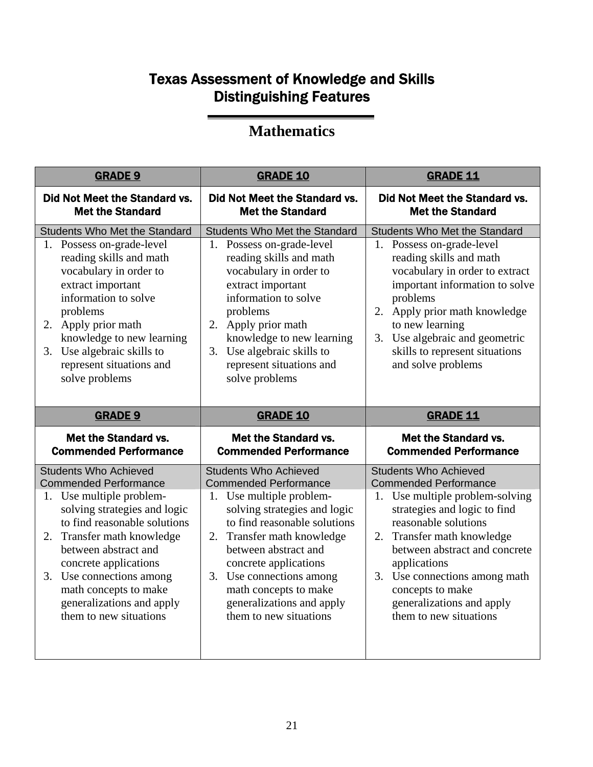# Texas Assessment of Knowledge and Skills Distinguishing Features

## Mathematics

| GRADE 9 | GRADE 10 | GRADE 11 |
|---|---|---|
| **Did Not Meet the Standard vs. Met the Standard** | **Did Not Meet the Standard vs. Met the Standard** | **Did Not Meet the Standard vs. Met the Standard** |
| Students Who Met the Standard | Students Who Met the Standard | Students Who Met the Standard |
| 1. Possess on-grade-level reading skills and math vocabulary in order to extract important information to solve problems<br>2. Apply prior math knowledge to new learning<br>3. Use algebraic skills to represent situations and solve problems | 1. Possess on-grade-level reading skills and math vocabulary in order to extract important information to solve problems<br>2. Apply prior math knowledge to new learning<br>3. Use algebraic skills to represent situations and solve problems | 1. Possess on-grade-level reading skills and math vocabulary in order to extract important information to solve problems<br>2. Apply prior math knowledge to new learning<br>3. Use algebraic and geometric skills to represent situations and solve problems |
| **GRADE 9** | **GRADE 10** | **GRADE 11** |
| **Met the Standard vs. Commended Performance** | **Met the Standard vs. Commended Performance** | **Met the Standard vs. Commended Performance** |
| Students Who Achieved Commended Performance | Students Who Achieved Commended Performance | Students Who Achieved Commended Performance |
| 1. Use multiple problem-solving strategies and logic to find reasonable solutions<br>2. Transfer math knowledge between abstract and concrete applications<br>3. Use connections among math concepts to make generalizations and apply them to new situations | 1. Use multiple problem-solving strategies and logic to find reasonable solutions<br>2. Transfer math knowledge between abstract and concrete applications<br>3. Use connections among math concepts to make generalizations and apply them to new situations | 1. Use multiple problem-solving strategies and logic to find reasonable solutions<br>2. Transfer math knowledge between abstract and concrete applications<br>3. Use connections among math concepts to make generalizations and apply them to new situations |